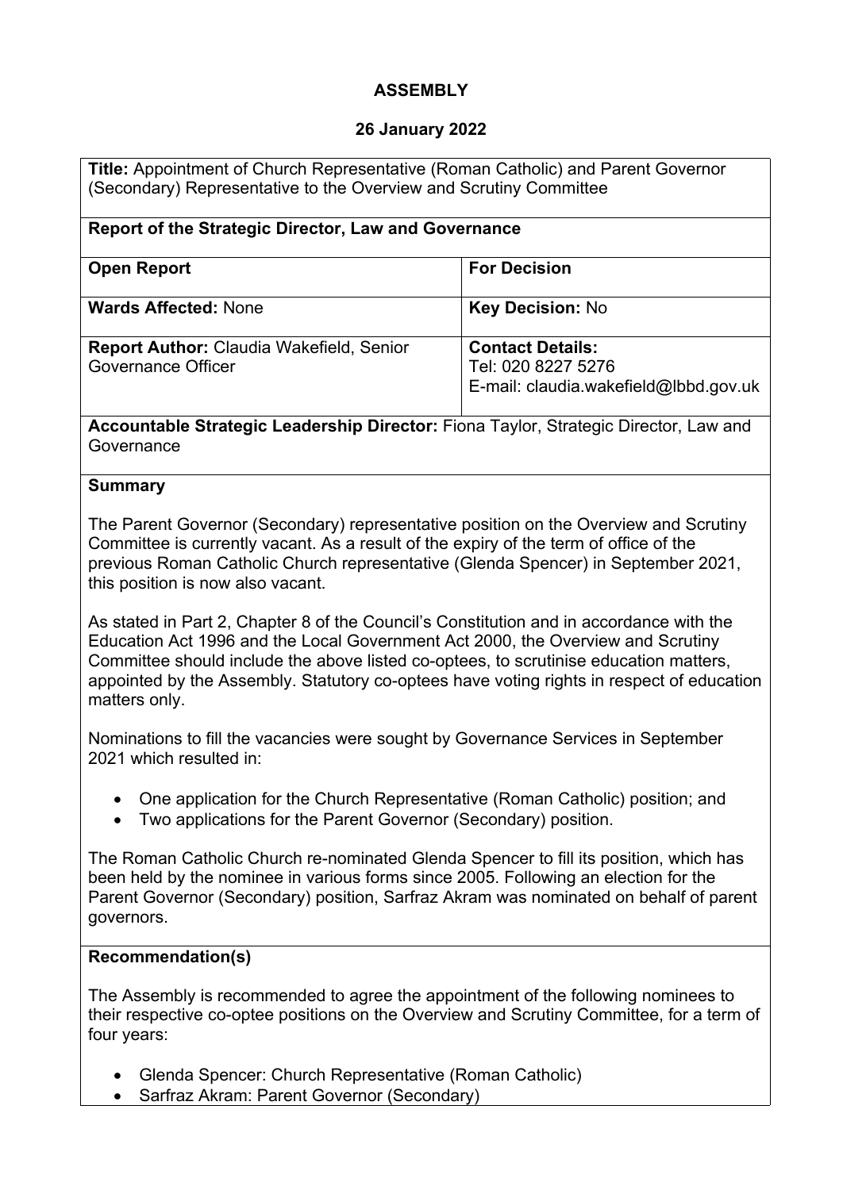**ASSEMBLY**

**26 January 2022**

| **Title:** Appointment of Church Representative (Roman Catholic) and Parent Governor (Secondary) Representative to the Overview and Scrutiny Committee | |
|---|---|
| **Report of the Strategic Director, Law and Governance** | |
| **Open Report** | **For Decision** |
| **Wards Affected:** None | **Key Decision:** No |
| **Report Author:** Claudia Wakefield, Senior Governance Officer | **Contact Details:** Tel: 020 8227 5276 E-mail: claudia.wakefield@lbbd.gov.uk |
| **Accountable Strategic Leadership Director:** Fiona Taylor, Strategic Director, Law and Governance | |

**Summary**

The Parent Governor (Secondary) representative position on the Overview and Scrutiny Committee is currently vacant. As a result of the expiry of the term of office of the previous Roman Catholic Church representative (Glenda Spencer) in September 2021, this position is now also vacant.

As stated in Part 2, Chapter 8 of the Council's Constitution and in accordance with the Education Act 1996 and the Local Government Act 2000, the Overview and Scrutiny Committee should include the above listed co-optees, to scrutinise education matters, appointed by the Assembly. Statutory co-optees have voting rights in respect of education matters only.

Nominations to fill the vacancies were sought by Governance Services in September 2021 which resulted in:

- One application for the Church Representative (Roman Catholic) position; and
- Two applications for the Parent Governor (Secondary) position.

The Roman Catholic Church re-nominated Glenda Spencer to fill its position, which has been held by the nominee in various forms since 2005. Following an election for the Parent Governor (Secondary) position, Sarfraz Akram was nominated on behalf of parent governors.

**Recommendation(s)**

The Assembly is recommended to agree the appointment of the following nominees to their respective co-optee positions on the Overview and Scrutiny Committee, for a term of four years:

- Glenda Spencer: Church Representative (Roman Catholic)
- Sarfraz Akram: Parent Governor (Secondary)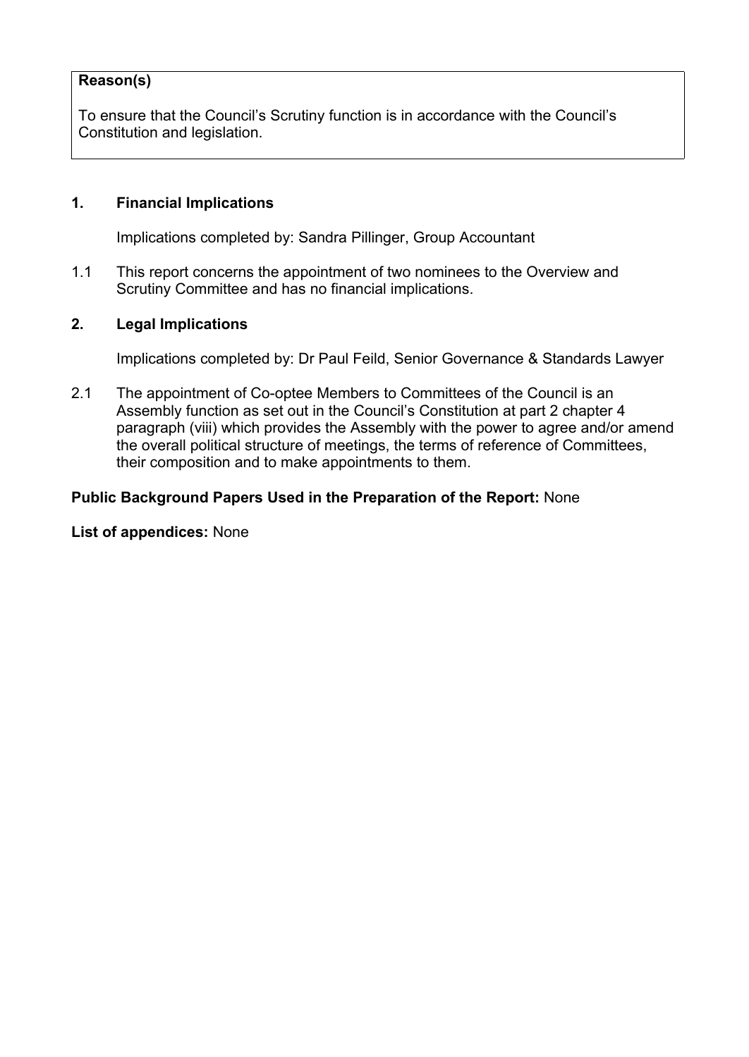**Reason(s)**

To ensure that the Council's Scrutiny function is in accordance with the Council's Constitution and legislation.

## 1. Financial Implications

Implications completed by: Sandra Pillinger, Group Accountant

1.1 This report concerns the appointment of two nominees to the Overview and Scrutiny Committee and has no financial implications.

## 2. Legal Implications

Implications completed by: Dr Paul Feild, Senior Governance & Standards Lawyer

2.1 The appointment of Co-optee Members to Committees of the Council is an Assembly function as set out in the Council's Constitution at part 2 chapter 4 paragraph (viii) which provides the Assembly with the power to agree and/or amend the overall political structure of meetings, the terms of reference of Committees, their composition and to make appointments to them.

**Public Background Papers Used in the Preparation of the Report:** None

**List of appendices:** None